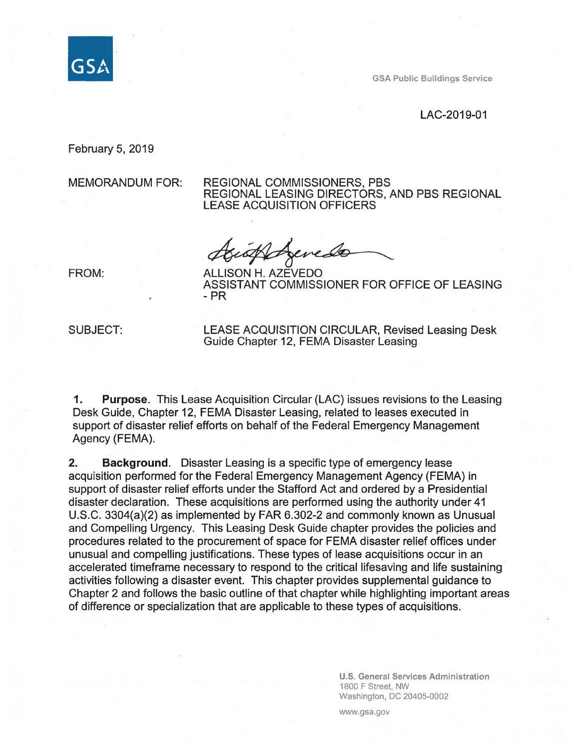GSA

GSA Public Buildings Service

LAC-2019-01

February 5, 2019

MEMORANDUM FOR: REGIONAL COMMISSIONERS, PBS
REGIONAL LEASING DIRECTORS, AND PBS REGIONAL LEASE ACQUISITION OFFICERS

FROM: ALLISON H. AZEVEDO
ASSISTANT COMMISSIONER FOR OFFICE OF LEASING - PR

SUBJECT: LEASE ACQUISITION CIRCULAR, Revised Leasing Desk Guide Chapter 12, FEMA Disaster Leasing

1. **Purpose**. This Lease Acquisition Circular (LAC) issues revisions to the Leasing Desk Guide, Chapter 12, FEMA Disaster Leasing, related to leases executed in support of disaster relief efforts on behalf of the Federal Emergency Management Agency (FEMA).

2. **Background**. Disaster Leasing is a specific type of emergency lease acquisition performed for the Federal Emergency Management Agency (FEMA) in support of disaster relief efforts under the Stafford Act and ordered by a Presidential disaster declaration. These acquisitions are performed using the authority under 41 U.S.C. 3304(a)(2) as implemented by FAR 6.302-2 and commonly known as Unusual and Compelling Urgency. This Leasing Desk Guide chapter provides the policies and procedures related to the procurement of space for FEMA disaster relief offices under unusual and compelling justifications. These types of lease acquisitions occur in an accelerated timeframe necessary to respond to the critical lifesaving and life sustaining activities following a disaster event. This chapter provides supplemental guidance to Chapter 2 and follows the basic outline of that chapter while highlighting important areas of difference or specialization that are applicable to these types of acquisitions.

U.S. General Services Administration
1800 F Street, NW
Washington, DC 20405-0002

www.gsa.gov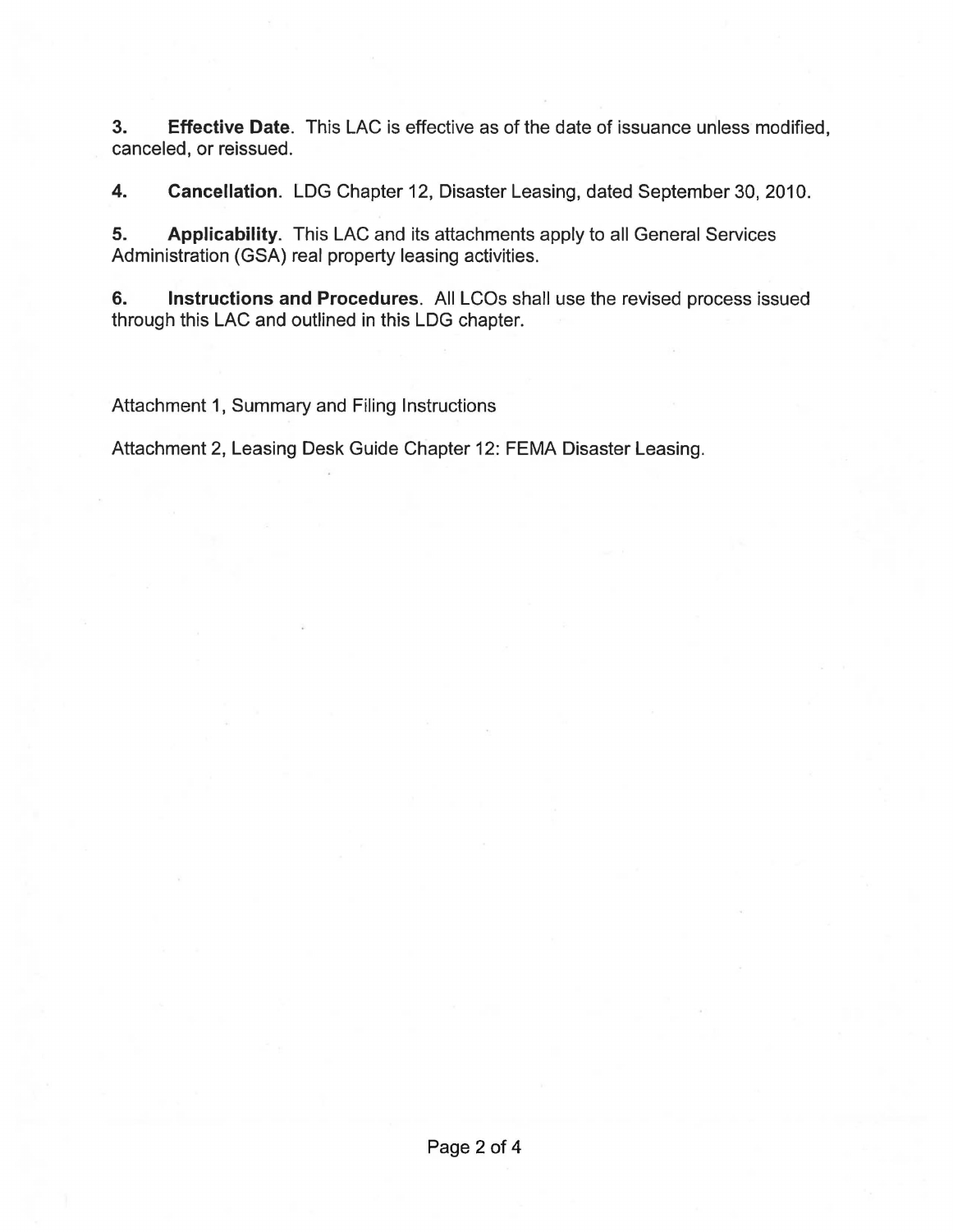3. **Effective Date**. This LAC is effective as of the date of issuance unless modified, canceled, or reissued.

4. **Cancellation**. LDG Chapter 12, Disaster Leasing, dated September 30, 2010.

5. **Applicability**. This LAC and its attachments apply to all General Services Administration (GSA) real property leasing activities.

6. **Instructions and Procedures**. All LCOs shall use the revised process issued through this LAC and outlined in this LDG chapter.

Attachment 1, Summary and Filing Instructions

Attachment 2, Leasing Desk Guide Chapter 12: FEMA Disaster Leasing.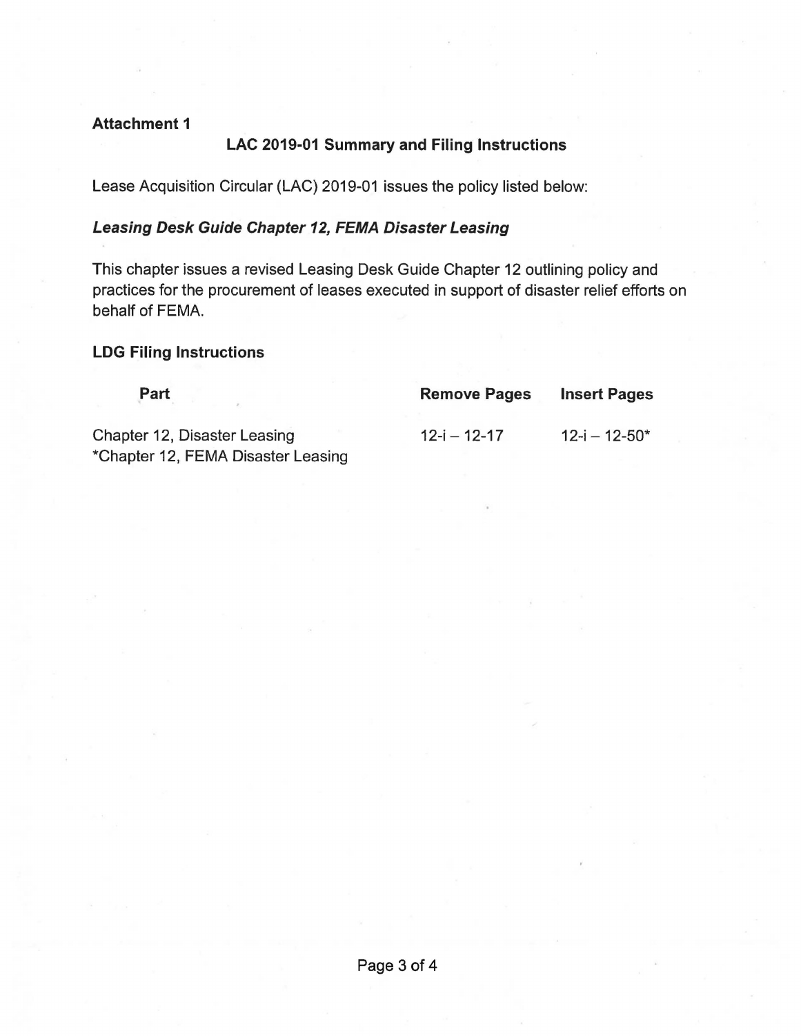**Attachment 1**

## LAC 2019-01 Summary and Filing Instructions

Lease Acquisition Circular (LAC) 2019-01 issues the policy listed below:

### ***Leasing Desk Guide Chapter 12, FEMA Disaster Leasing***

This chapter issues a revised Leasing Desk Guide Chapter 12 outlining policy and practices for the procurement of leases executed in support of disaster relief efforts on behalf of FEMA.

### LDG Filing Instructions

| Part | Remove Pages | Insert Pages |
|---|---|---|
| Chapter 12, Disaster Leasing<br>*Chapter 12, FEMA Disaster Leasing | 12-i – 12-17 | 12-i – 12-50* |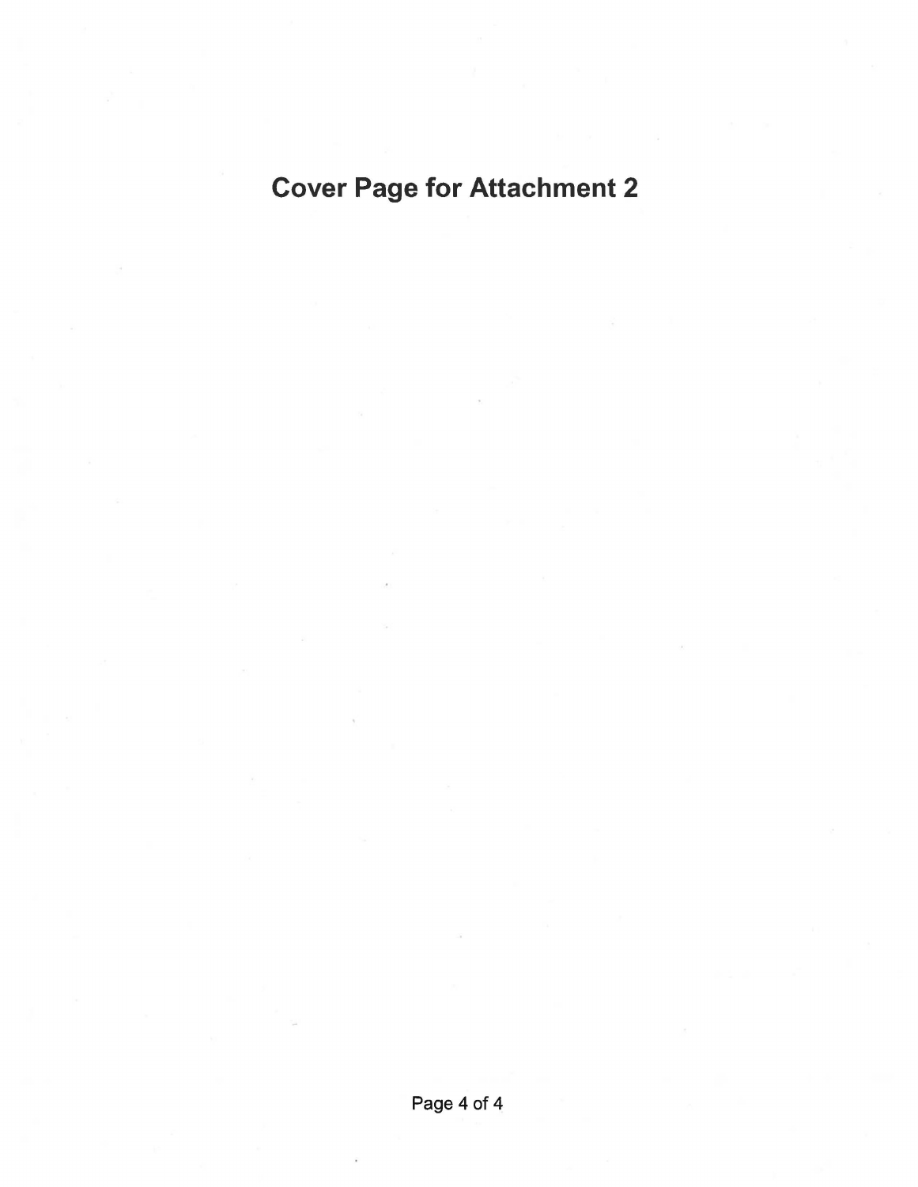# Cover Page for Attachment 2